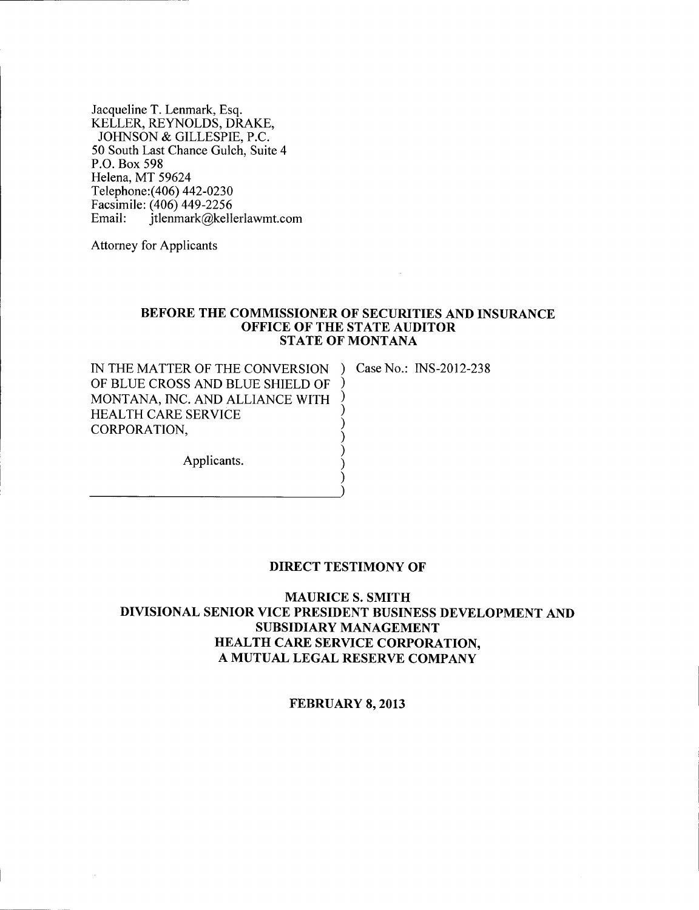Jacqueline T. Lenmark, Esq.
KELLER, REYNOLDS, DRAKE,
JOHNSON & GILLESPIE, P.C.
50 South Last Chance Gulch, Suite 4
P.O. Box 598
Helena, MT 59624
Telephone:(406) 442-0230
Facsimile: (406) 449-2256
Email: jtlenmark@kellerlawmt.com

Attorney for Applicants

**BEFORE THE COMMISSIONER OF SECURITIES AND INSURANCE**
**OFFICE OF THE STATE AUDITOR**
**STATE OF MONTANA**

| | |
|---|---|
| IN THE MATTER OF THE CONVERSION OF BLUE CROSS AND BLUE SHIELD OF MONTANA, INC. AND ALLIANCE WITH HEALTH CARE SERVICE CORPORATION, <br><br> Applicants. | Case No.: INS-2012-238 |

**DIRECT TESTIMONY OF**

**MAURICE S. SMITH**
**DIVISIONAL SENIOR VICE PRESIDENT BUSINESS DEVELOPMENT AND SUBSIDIARY MANAGEMENT**
**HEALTH CARE SERVICE CORPORATION,**
**A MUTUAL LEGAL RESERVE COMPANY**

**FEBRUARY 8, 2013**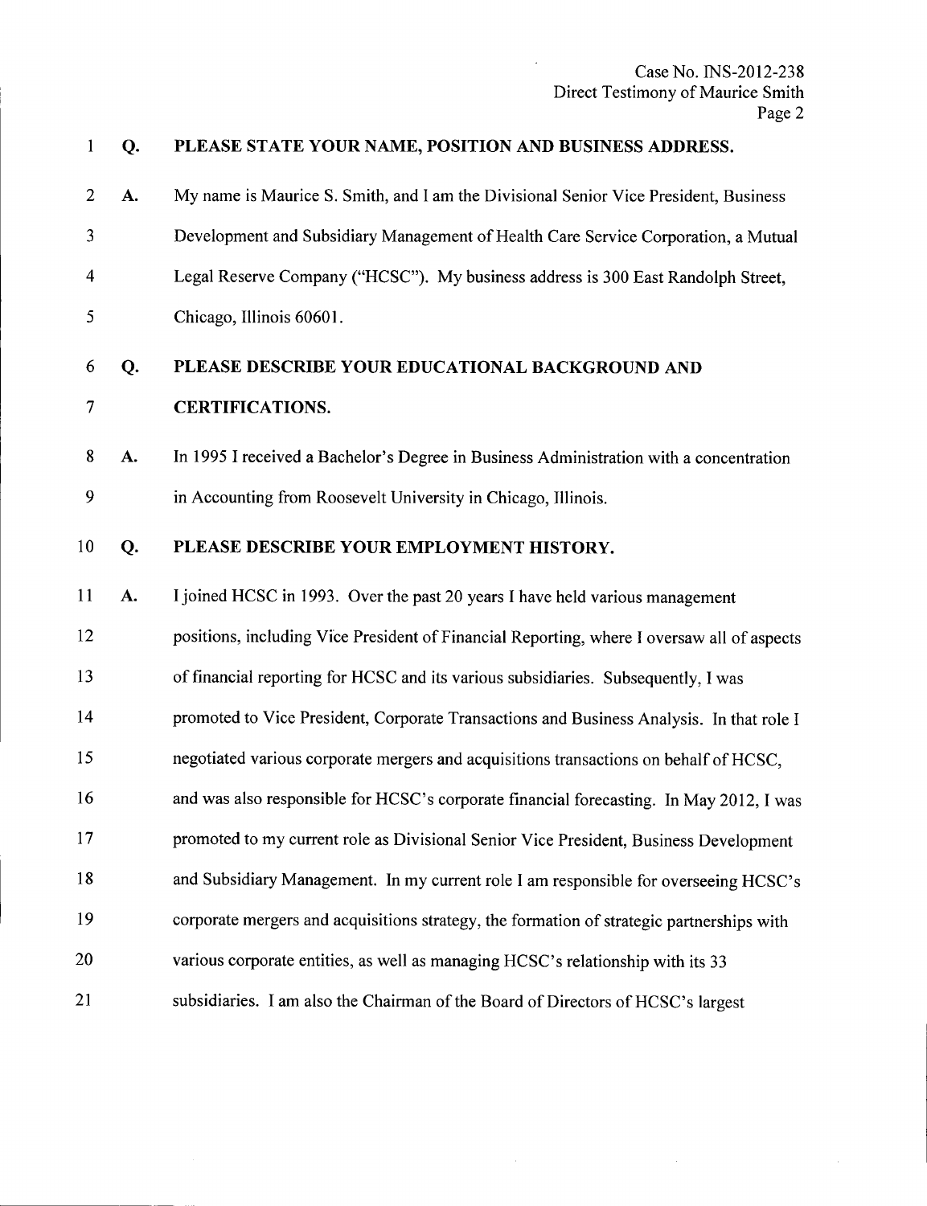**Q. PLEASE STATE YOUR NAME, POSITION AND BUSINESS ADDRESS.**

A. My name is Maurice S. Smith, and I am the Divisional Senior Vice President, Business Development and Subsidiary Management of Health Care Service Corporation, a Mutual Legal Reserve Company ("HCSC"). My business address is 300 East Randolph Street, Chicago, Illinois 60601.

**Q. PLEASE DESCRIBE YOUR EDUCATIONAL BACKGROUND AND CERTIFICATIONS.**

A. In 1995 I received a Bachelor's Degree in Business Administration with a concentration in Accounting from Roosevelt University in Chicago, Illinois.

**Q. PLEASE DESCRIBE YOUR EMPLOYMENT HISTORY.**

A. I joined HCSC in 1993. Over the past 20 years I have held various management positions, including Vice President of Financial Reporting, where I oversaw all of aspects of financial reporting for HCSC and its various subsidiaries. Subsequently, I was promoted to Vice President, Corporate Transactions and Business Analysis. In that role I negotiated various corporate mergers and acquisitions transactions on behalf of HCSC, and was also responsible for HCSC's corporate financial forecasting. In May 2012, I was promoted to my current role as Divisional Senior Vice President, Business Development and Subsidiary Management. In my current role I am responsible for overseeing HCSC's corporate mergers and acquisitions strategy, the formation of strategic partnerships with various corporate entities, as well as managing HCSC's relationship with its 33 subsidiaries. I am also the Chairman of the Board of Directors of HCSC's largest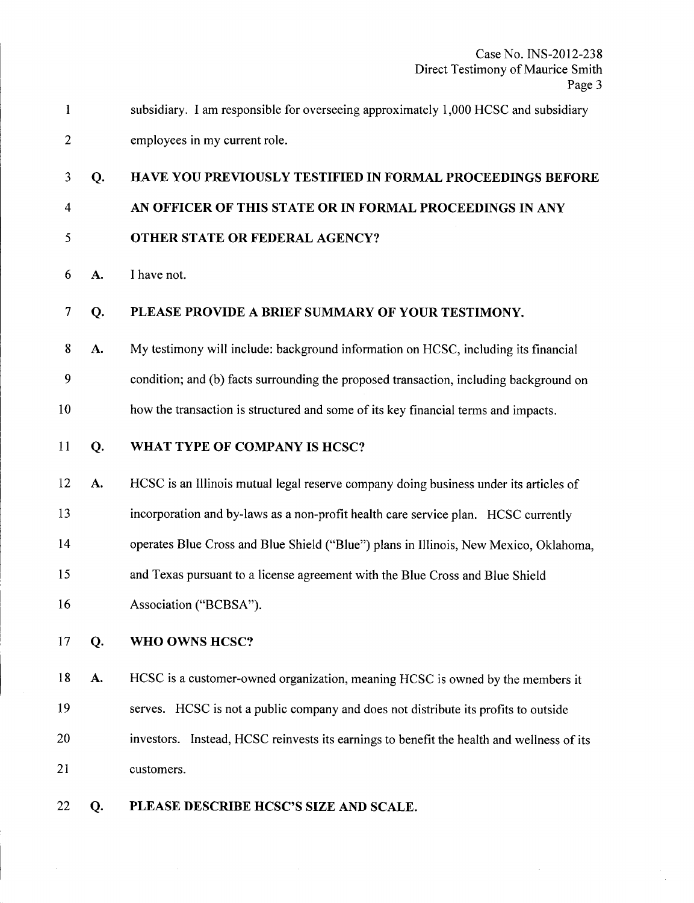subsidiary. I am responsible for overseeing approximately 1,000 HCSC and subsidiary employees in my current role.

**Q. HAVE YOU PREVIOUSLY TESTIFIED IN FORMAL PROCEEDINGS BEFORE AN OFFICER OF THIS STATE OR IN FORMAL PROCEEDINGS IN ANY OTHER STATE OR FEDERAL AGENCY?**

**A.** I have not.

**Q. PLEASE PROVIDE A BRIEF SUMMARY OF YOUR TESTIMONY.**

**A.** My testimony will include: background information on HCSC, including its financial condition; and (b) facts surrounding the proposed transaction, including background on how the transaction is structured and some of its key financial terms and impacts.

**Q. WHAT TYPE OF COMPANY IS HCSC?**

**A.** HCSC is an Illinois mutual legal reserve company doing business under its articles of incorporation and by-laws as a non-profit health care service plan. HCSC currently operates Blue Cross and Blue Shield ("Blue") plans in Illinois, New Mexico, Oklahoma, and Texas pursuant to a license agreement with the Blue Cross and Blue Shield Association ("BCBSA").

**Q. WHO OWNS HCSC?**

**A.** HCSC is a customer-owned organization, meaning HCSC is owned by the members it serves. HCSC is not a public company and does not distribute its profits to outside investors. Instead, HCSC reinvests its earnings to benefit the health and wellness of its customers.

**Q. PLEASE DESCRIBE HCSC'S SIZE AND SCALE.**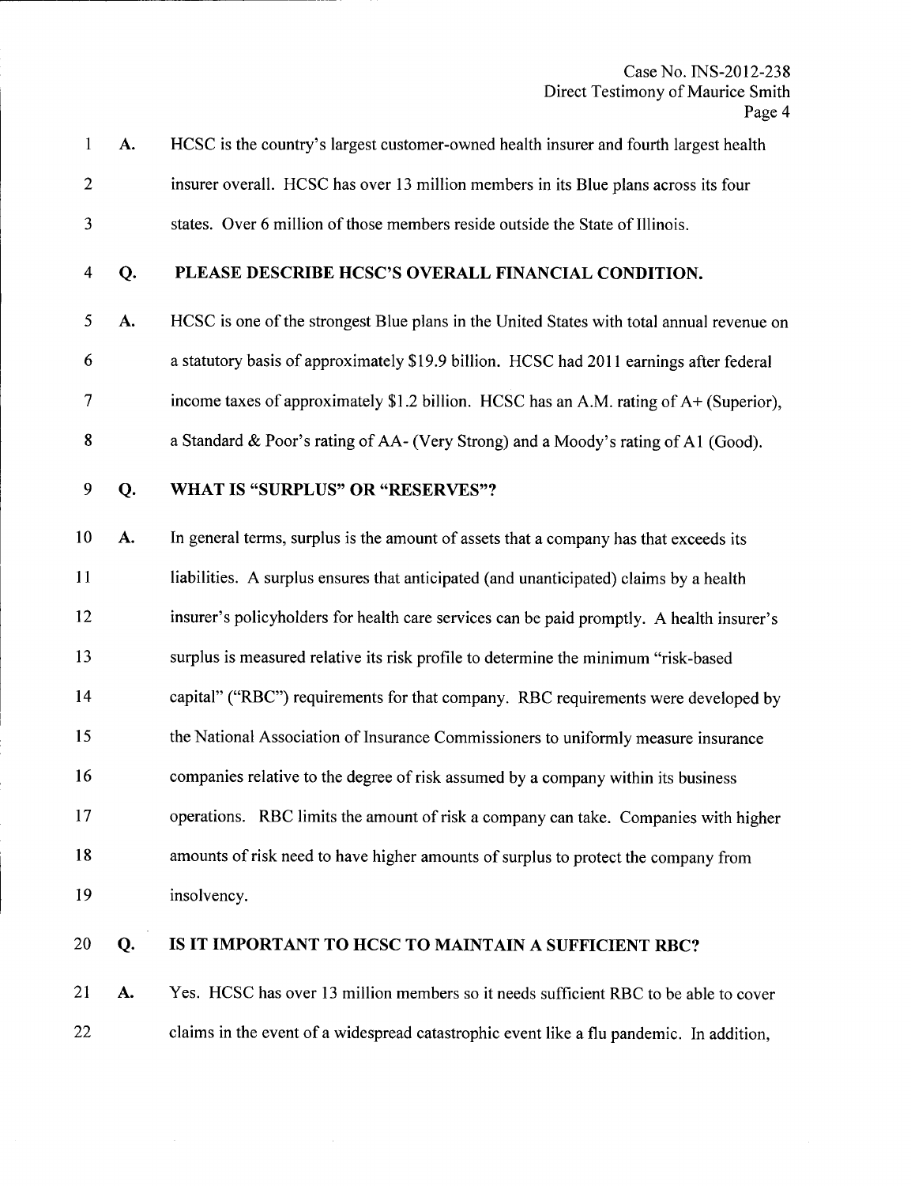**A.** HCSC is the country's largest customer-owned health insurer and fourth largest health insurer overall. HCSC has over 13 million members in its Blue plans across its four states. Over 6 million of those members reside outside the State of Illinois.

**Q. PLEASE DESCRIBE HCSC'S OVERALL FINANCIAL CONDITION.**

**A.** HCSC is one of the strongest Blue plans in the United States with total annual revenue on a statutory basis of approximately $19.9 billion. HCSC had 2011 earnings after federal income taxes of approximately $1.2 billion. HCSC has an A.M. rating of A+ (Superior), a Standard & Poor's rating of AA- (Very Strong) and a Moody's rating of A1 (Good).

**Q. WHAT IS "SURPLUS" OR "RESERVES"?**

**A.** In general terms, surplus is the amount of assets that a company has that exceeds its liabilities. A surplus ensures that anticipated (and unanticipated) claims by a health insurer's policyholders for health care services can be paid promptly. A health insurer's surplus is measured relative its risk profile to determine the minimum "risk-based capital" ("RBC") requirements for that company. RBC requirements were developed by the National Association of Insurance Commissioners to uniformly measure insurance companies relative to the degree of risk assumed by a company within its business operations. RBC limits the amount of risk a company can take. Companies with higher amounts of risk need to have higher amounts of surplus to protect the company from insolvency.

**Q. IS IT IMPORTANT TO HCSC TO MAINTAIN A SUFFICIENT RBC?**

**A.** Yes. HCSC has over 13 million members so it needs sufficient RBC to be able to cover claims in the event of a widespread catastrophic event like a flu pandemic. In addition,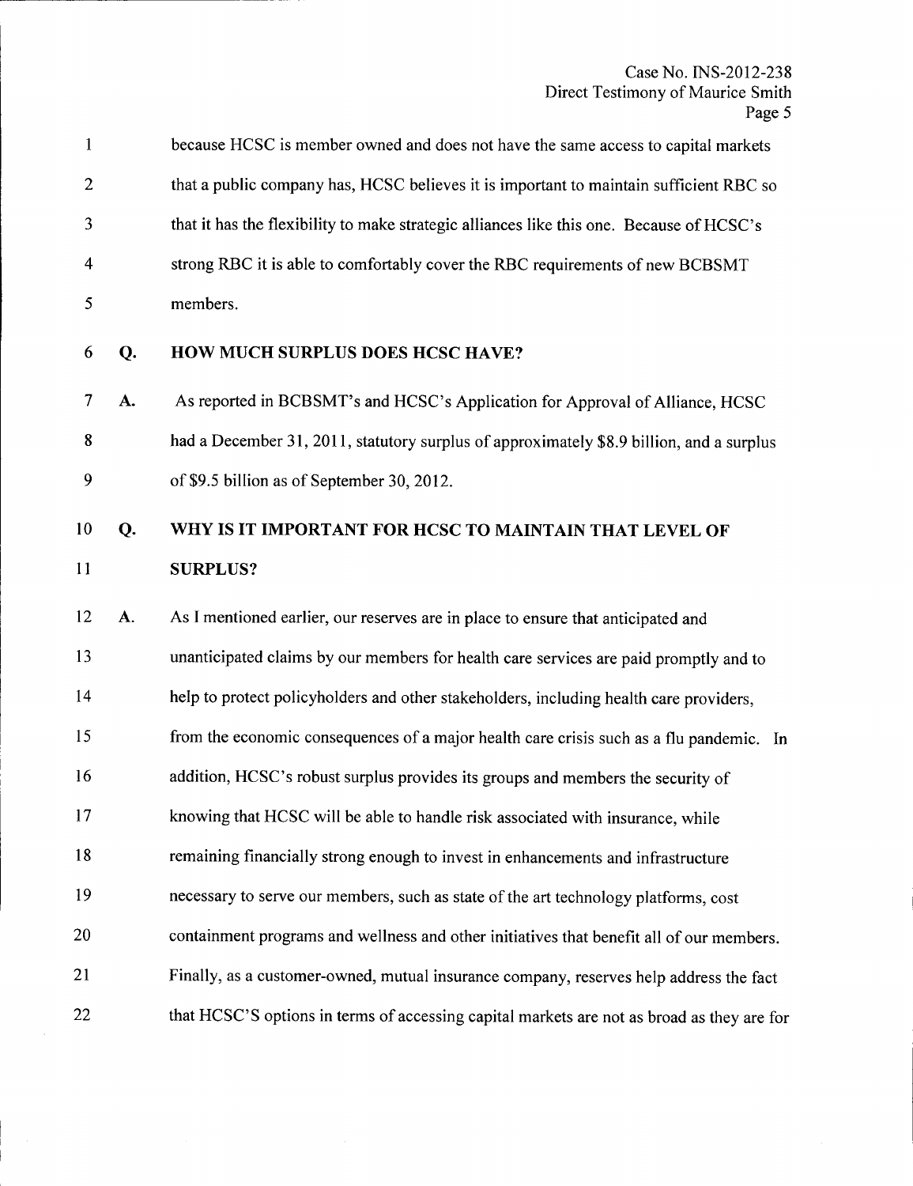because HCSC is member owned and does not have the same access to capital markets that a public company has, HCSC believes it is important to maintain sufficient RBC so that it has the flexibility to make strategic alliances like this one. Because of HCSC's strong RBC it is able to comfortably cover the RBC requirements of new BCBSMT members.

**Q. HOW MUCH SURPLUS DOES HCSC HAVE?**

**A.** As reported in BCBSMT's and HCSC's Application for Approval of Alliance, HCSC had a December 31, 2011, statutory surplus of approximately $8.9 billion, and a surplus of $9.5 billion as of September 30, 2012.

**Q. WHY IS IT IMPORTANT FOR HCSC TO MAINTAIN THAT LEVEL OF SURPLUS?**

**A.** As I mentioned earlier, our reserves are in place to ensure that anticipated and unanticipated claims by our members for health care services are paid promptly and to help to protect policyholders and other stakeholders, including health care providers, from the economic consequences of a major health care crisis such as a flu pandemic. In addition, HCSC's robust surplus provides its groups and members the security of knowing that HCSC will be able to handle risk associated with insurance, while remaining financially strong enough to invest in enhancements and infrastructure necessary to serve our members, such as state of the art technology platforms, cost containment programs and wellness and other initiatives that benefit all of our members. Finally, as a customer-owned, mutual insurance company, reserves help address the fact that HCSC'S options in terms of accessing capital markets are not as broad as they are for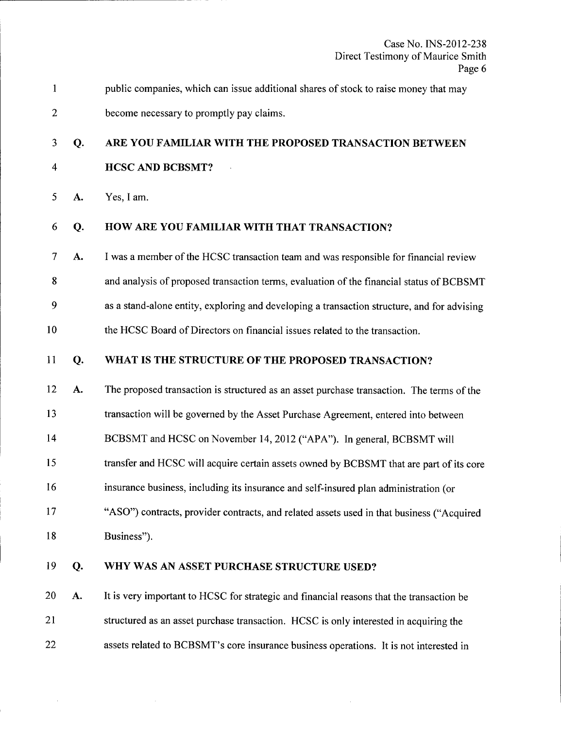public companies, which can issue additional shares of stock to raise money that may become necessary to promptly pay claims.

**Q. ARE YOU FAMILIAR WITH THE PROPOSED TRANSACTION BETWEEN HCSC AND BCBSMT?**

A. Yes, I am.

**Q. HOW ARE YOU FAMILIAR WITH THAT TRANSACTION?**

A. I was a member of the HCSC transaction team and was responsible for financial review and analysis of proposed transaction terms, evaluation of the financial status of BCBSMT as a stand-alone entity, exploring and developing a transaction structure, and for advising the HCSC Board of Directors on financial issues related to the transaction.

**Q. WHAT IS THE STRUCTURE OF THE PROPOSED TRANSACTION?**

A. The proposed transaction is structured as an asset purchase transaction. The terms of the transaction will be governed by the Asset Purchase Agreement, entered into between BCBSMT and HCSC on November 14, 2012 ("APA"). In general, BCBSMT will transfer and HCSC will acquire certain assets owned by BCBSMT that are part of its core insurance business, including its insurance and self-insured plan administration (or "ASO") contracts, provider contracts, and related assets used in that business ("Acquired Business").

**Q. WHY WAS AN ASSET PURCHASE STRUCTURE USED?**

A. It is very important to HCSC for strategic and financial reasons that the transaction be structured as an asset purchase transaction. HCSC is only interested in acquiring the assets related to BCBSMT's core insurance business operations. It is not interested in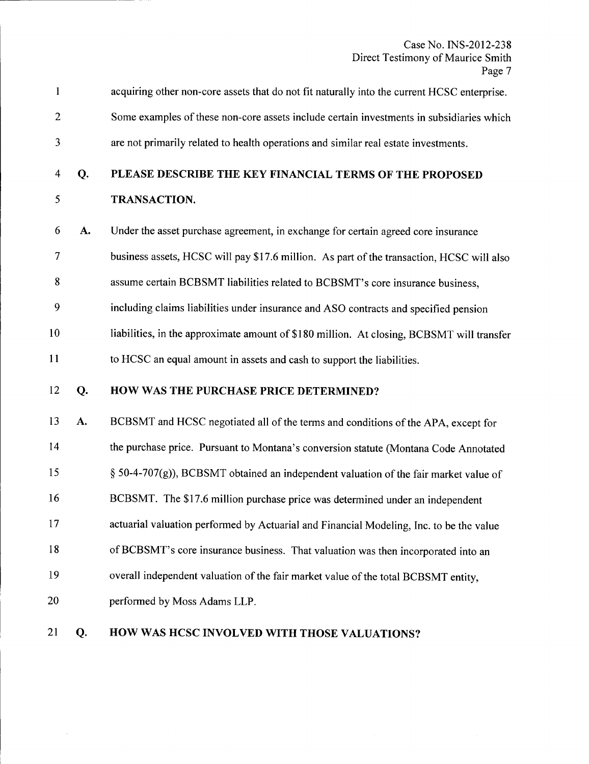acquiring other non-core assets that do not fit naturally into the current HCSC enterprise. Some examples of these non-core assets include certain investments in subsidiaries which are not primarily related to health operations and similar real estate investments.

**Q. PLEASE DESCRIBE THE KEY FINANCIAL TERMS OF THE PROPOSED TRANSACTION.**

**A.** Under the asset purchase agreement, in exchange for certain agreed core insurance business assets, HCSC will pay $17.6 million. As part of the transaction, HCSC will also assume certain BCBSMT liabilities related to BCBSMT's core insurance business, including claims liabilities under insurance and ASO contracts and specified pension liabilities, in the approximate amount of $180 million. At closing, BCBSMT will transfer to HCSC an equal amount in assets and cash to support the liabilities.

**Q. HOW WAS THE PURCHASE PRICE DETERMINED?**

**A.** BCBSMT and HCSC negotiated all of the terms and conditions of the APA, except for the purchase price. Pursuant to Montana's conversion statute (Montana Code Annotated § 50-4-707(g)), BCBSMT obtained an independent valuation of the fair market value of BCBSMT. The $17.6 million purchase price was determined under an independent actuarial valuation performed by Actuarial and Financial Modeling, Inc. to be the value of BCBSMT's core insurance business. That valuation was then incorporated into an overall independent valuation of the fair market value of the total BCBSMT entity, performed by Moss Adams LLP.

**Q. HOW WAS HCSC INVOLVED WITH THOSE VALUATIONS?**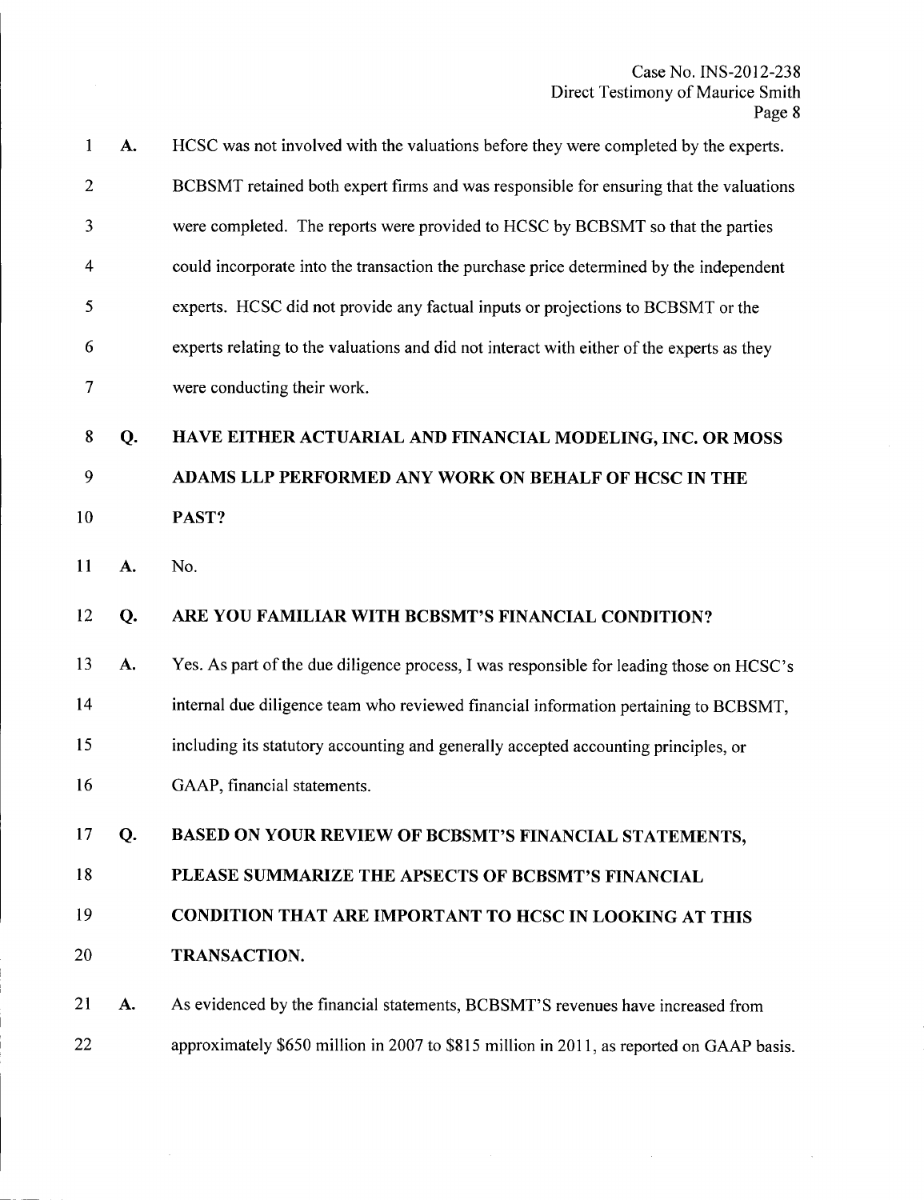**A.** HCSC was not involved with the valuations before they were completed by the experts. BCBSMT retained both expert firms and was responsible for ensuring that the valuations were completed. The reports were provided to HCSC by BCBSMT so that the parties could incorporate into the transaction the purchase price determined by the independent experts. HCSC did not provide any factual inputs or projections to BCBSMT or the experts relating to the valuations and did not interact with either of the experts as they were conducting their work.

**Q. HAVE EITHER ACTUARIAL AND FINANCIAL MODELING, INC. OR MOSS ADAMS LLP PERFORMED ANY WORK ON BEHALF OF HCSC IN THE PAST?**

**A.** No.

**Q. ARE YOU FAMILIAR WITH BCBSMT'S FINANCIAL CONDITION?**

**A.** Yes. As part of the due diligence process, I was responsible for leading those on HCSC's internal due diligence team who reviewed financial information pertaining to BCBSMT, including its statutory accounting and generally accepted accounting principles, or GAAP, financial statements.

**Q. BASED ON YOUR REVIEW OF BCBSMT'S FINANCIAL STATEMENTS, PLEASE SUMMARIZE THE APSECTS OF BCBSMT'S FINANCIAL CONDITION THAT ARE IMPORTANT TO HCSC IN LOOKING AT THIS TRANSACTION.**

**A.** As evidenced by the financial statements, BCBSMT'S revenues have increased from approximately $650 million in 2007 to $815 million in 2011, as reported on GAAP basis.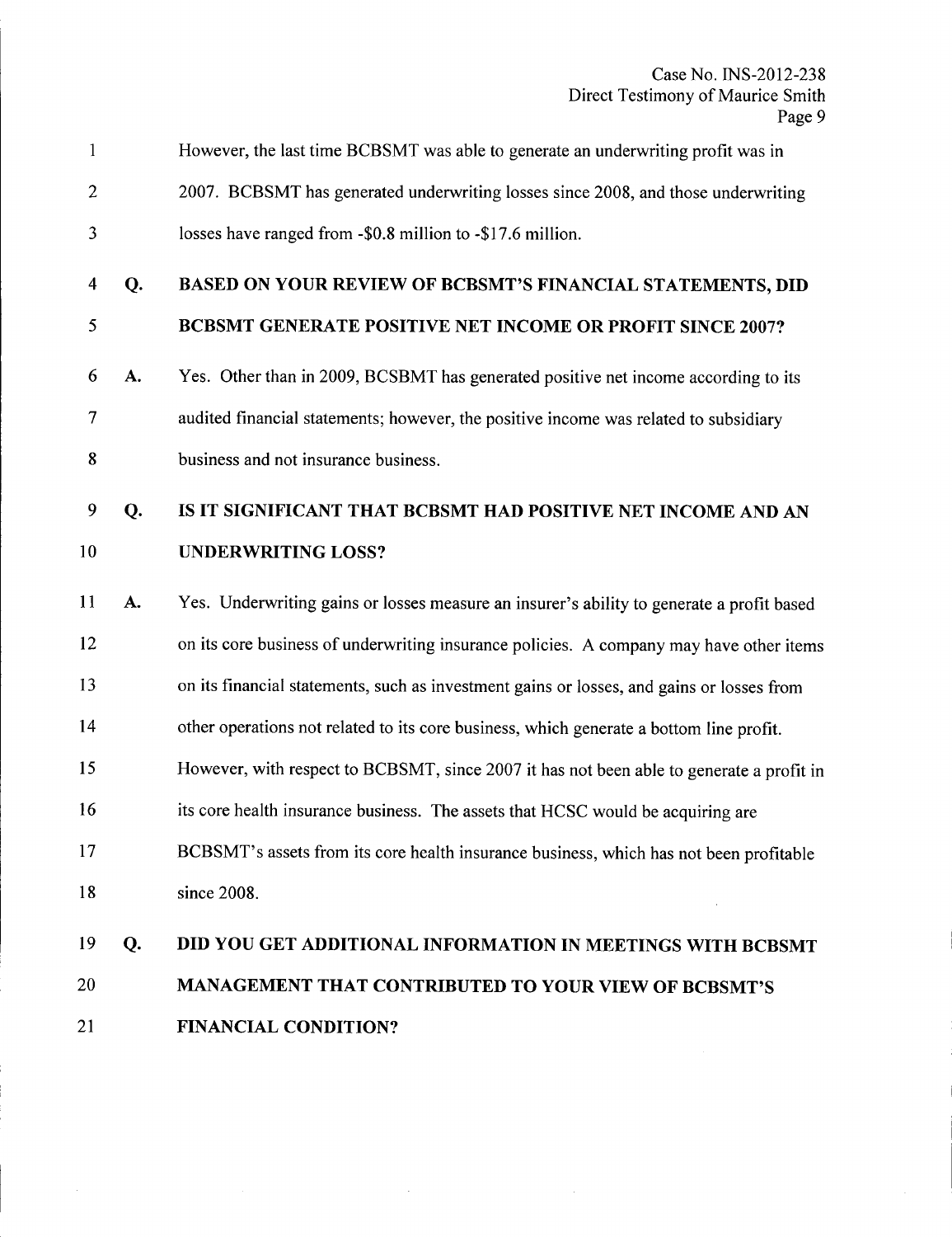However, the last time BCBSMT was able to generate an underwriting profit was in 2007. BCBSMT has generated underwriting losses since 2008, and those underwriting losses have ranged from -$0.8 million to -$17.6 million.

**Q. BASED ON YOUR REVIEW OF BCBSMT'S FINANCIAL STATEMENTS, DID BCBSMT GENERATE POSITIVE NET INCOME OR PROFIT SINCE 2007?**

A. Yes. Other than in 2009, BCSBMT has generated positive net income according to its audited financial statements; however, the positive income was related to subsidiary business and not insurance business.

**Q. IS IT SIGNIFICANT THAT BCBSMT HAD POSITIVE NET INCOME AND AN UNDERWRITING LOSS?**

A. Yes. Underwriting gains or losses measure an insurer's ability to generate a profit based on its core business of underwriting insurance policies. A company may have other items on its financial statements, such as investment gains or losses, and gains or losses from other operations not related to its core business, which generate a bottom line profit. However, with respect to BCBSMT, since 2007 it has not been able to generate a profit in its core health insurance business. The assets that HCSC would be acquiring are BCBSMT's assets from its core health insurance business, which has not been profitable since 2008.

**Q. DID YOU GET ADDITIONAL INFORMATION IN MEETINGS WITH BCBSMT MANAGEMENT THAT CONTRIBUTED TO YOUR VIEW OF BCBSMT'S FINANCIAL CONDITION?**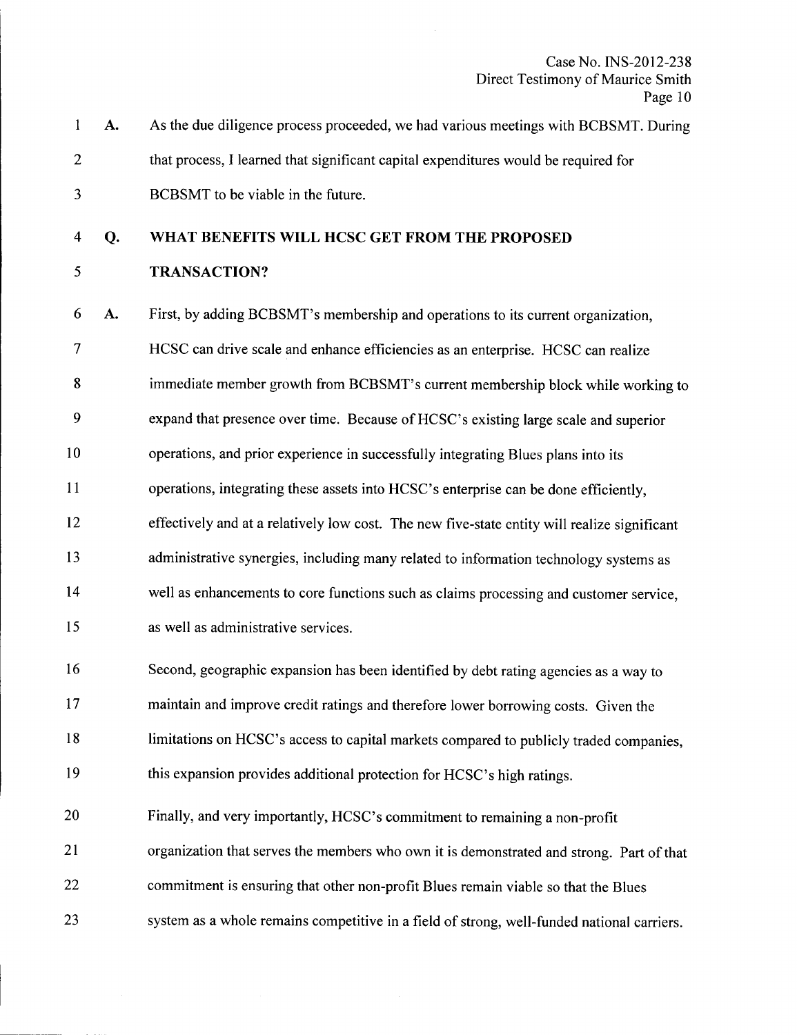**A.** As the due diligence process proceeded, we had various meetings with BCBSMT. During that process, I learned that significant capital expenditures would be required for BCBSMT to be viable in the future.

**Q. WHAT BENEFITS WILL HCSC GET FROM THE PROPOSED TRANSACTION?**

**A.** First, by adding BCBSMT's membership and operations to its current organization, HCSC can drive scale and enhance efficiencies as an enterprise. HCSC can realize immediate member growth from BCBSMT's current membership block while working to expand that presence over time. Because of HCSC's existing large scale and superior operations, and prior experience in successfully integrating Blues plans into its operations, integrating these assets into HCSC's enterprise can be done efficiently, effectively and at a relatively low cost. The new five-state entity will realize significant administrative synergies, including many related to information technology systems as well as enhancements to core functions such as claims processing and customer service, as well as administrative services.

Second, geographic expansion has been identified by debt rating agencies as a way to maintain and improve credit ratings and therefore lower borrowing costs. Given the limitations on HCSC's access to capital markets compared to publicly traded companies, this expansion provides additional protection for HCSC's high ratings.

Finally, and very importantly, HCSC's commitment to remaining a non-profit organization that serves the members who own it is demonstrated and strong. Part of that commitment is ensuring that other non-profit Blues remain viable so that the Blues system as a whole remains competitive in a field of strong, well-funded national carriers.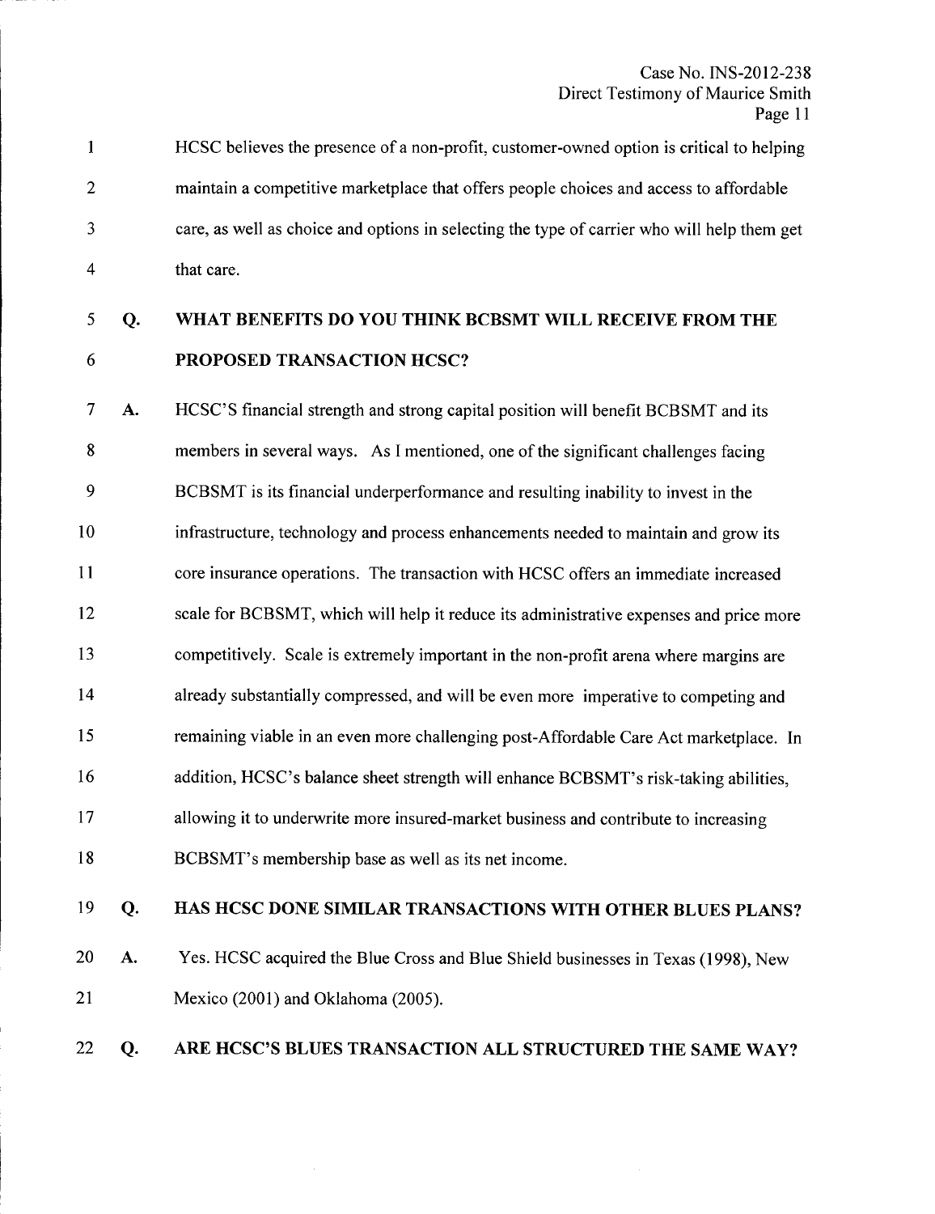HCSC believes the presence of a non-profit, customer-owned option is critical to helping maintain a competitive marketplace that offers people choices and access to affordable care, as well as choice and options in selecting the type of carrier who will help them get that care.

**Q. WHAT BENEFITS DO YOU THINK BCBSMT WILL RECEIVE FROM THE PROPOSED TRANSACTION HCSC?**

A. HCSC'S financial strength and strong capital position will benefit BCBSMT and its members in several ways. As I mentioned, one of the significant challenges facing BCBSMT is its financial underperformance and resulting inability to invest in the infrastructure, technology and process enhancements needed to maintain and grow its core insurance operations. The transaction with HCSC offers an immediate increased scale for BCBSMT, which will help it reduce its administrative expenses and price more competitively. Scale is extremely important in the non-profit arena where margins are already substantially compressed, and will be even more imperative to competing and remaining viable in an even more challenging post-Affordable Care Act marketplace. In addition, HCSC's balance sheet strength will enhance BCBSMT's risk-taking abilities, allowing it to underwrite more insured-market business and contribute to increasing BCBSMT's membership base as well as its net income.

**Q. HAS HCSC DONE SIMILAR TRANSACTIONS WITH OTHER BLUES PLANS?**

A. Yes. HCSC acquired the Blue Cross and Blue Shield businesses in Texas (1998), New Mexico (2001) and Oklahoma (2005).

**Q. ARE HCSC'S BLUES TRANSACTION ALL STRUCTURED THE SAME WAY?**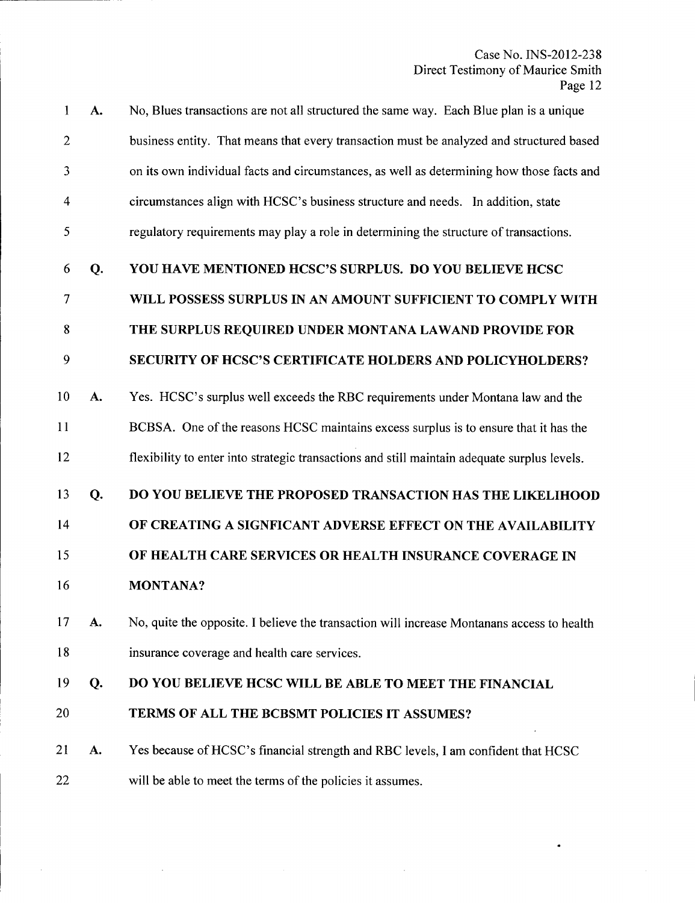**A.** No, Blues transactions are not all structured the same way. Each Blue plan is a unique business entity. That means that every transaction must be analyzed and structured based on its own individual facts and circumstances, as well as determining how those facts and circumstances align with HCSC's business structure and needs. In addition, state regulatory requirements may play a role in determining the structure of transactions.

**Q. YOU HAVE MENTIONED HCSC'S SURPLUS. DO YOU BELIEVE HCSC WILL POSSESS SURPLUS IN AN AMOUNT SUFFICIENT TO COMPLY WITH THE SURPLUS REQUIRED UNDER MONTANA LAWAND PROVIDE FOR SECURITY OF HCSC'S CERTIFICATE HOLDERS AND POLICYHOLDERS?**

**A.** Yes. HCSC's surplus well exceeds the RBC requirements under Montana law and the BCBSA. One of the reasons HCSC maintains excess surplus is to ensure that it has the flexibility to enter into strategic transactions and still maintain adequate surplus levels.

**Q. DO YOU BELIEVE THE PROPOSED TRANSACTION HAS THE LIKELIHOOD OF CREATING A SIGNFICANT ADVERSE EFFECT ON THE AVAILABILITY OF HEALTH CARE SERVICES OR HEALTH INSURANCE COVERAGE IN MONTANA?**

**A.** No, quite the opposite. I believe the transaction will increase Montanans access to health insurance coverage and health care services.

**Q. DO YOU BELIEVE HCSC WILL BE ABLE TO MEET THE FINANCIAL TERMS OF ALL THE BCBSMT POLICIES IT ASSUMES?**

**A.** Yes because of HCSC's financial strength and RBC levels, I am confident that HCSC will be able to meet the terms of the policies it assumes.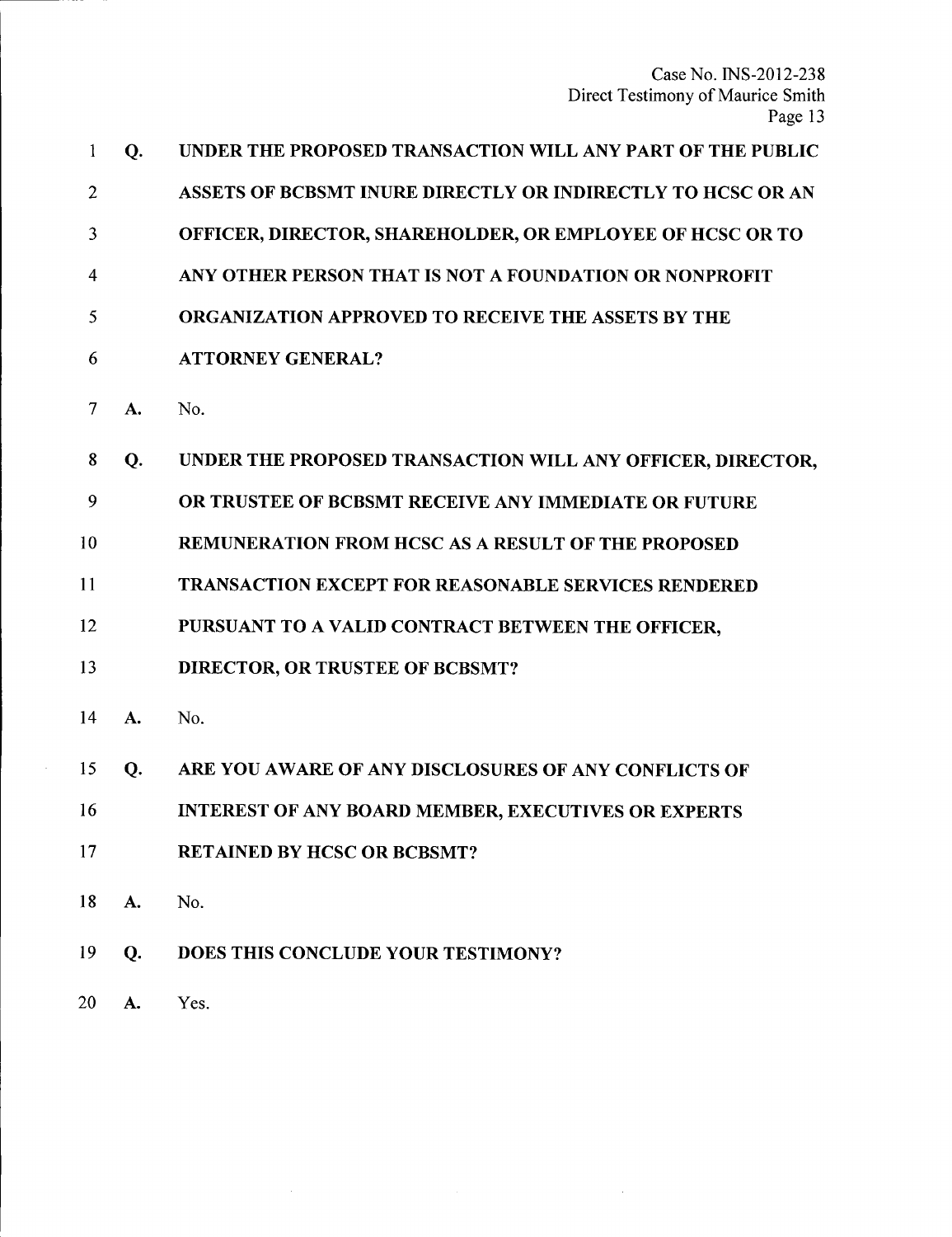**Q. UNDER THE PROPOSED TRANSACTION WILL ANY PART OF THE PUBLIC ASSETS OF BCBSMT INURE DIRECTLY OR INDIRECTLY TO HCSC OR AN OFFICER, DIRECTOR, SHAREHOLDER, OR EMPLOYEE OF HCSC OR TO ANY OTHER PERSON THAT IS NOT A FOUNDATION OR NONPROFIT ORGANIZATION APPROVED TO RECEIVE THE ASSETS BY THE ATTORNEY GENERAL?**

**A.** No.

**Q. UNDER THE PROPOSED TRANSACTION WILL ANY OFFICER, DIRECTOR, OR TRUSTEE OF BCBSMT RECEIVE ANY IMMEDIATE OR FUTURE REMUNERATION FROM HCSC AS A RESULT OF THE PROPOSED TRANSACTION EXCEPT FOR REASONABLE SERVICES RENDERED PURSUANT TO A VALID CONTRACT BETWEEN THE OFFICER, DIRECTOR, OR TRUSTEE OF BCBSMT?**

**A.** No.

**Q. ARE YOU AWARE OF ANY DISCLOSURES OF ANY CONFLICTS OF INTEREST OF ANY BOARD MEMBER, EXECUTIVES OR EXPERTS RETAINED BY HCSC OR BCBSMT?**

**A.** No.

**Q. DOES THIS CONCLUDE YOUR TESTIMONY?**

**A.** Yes.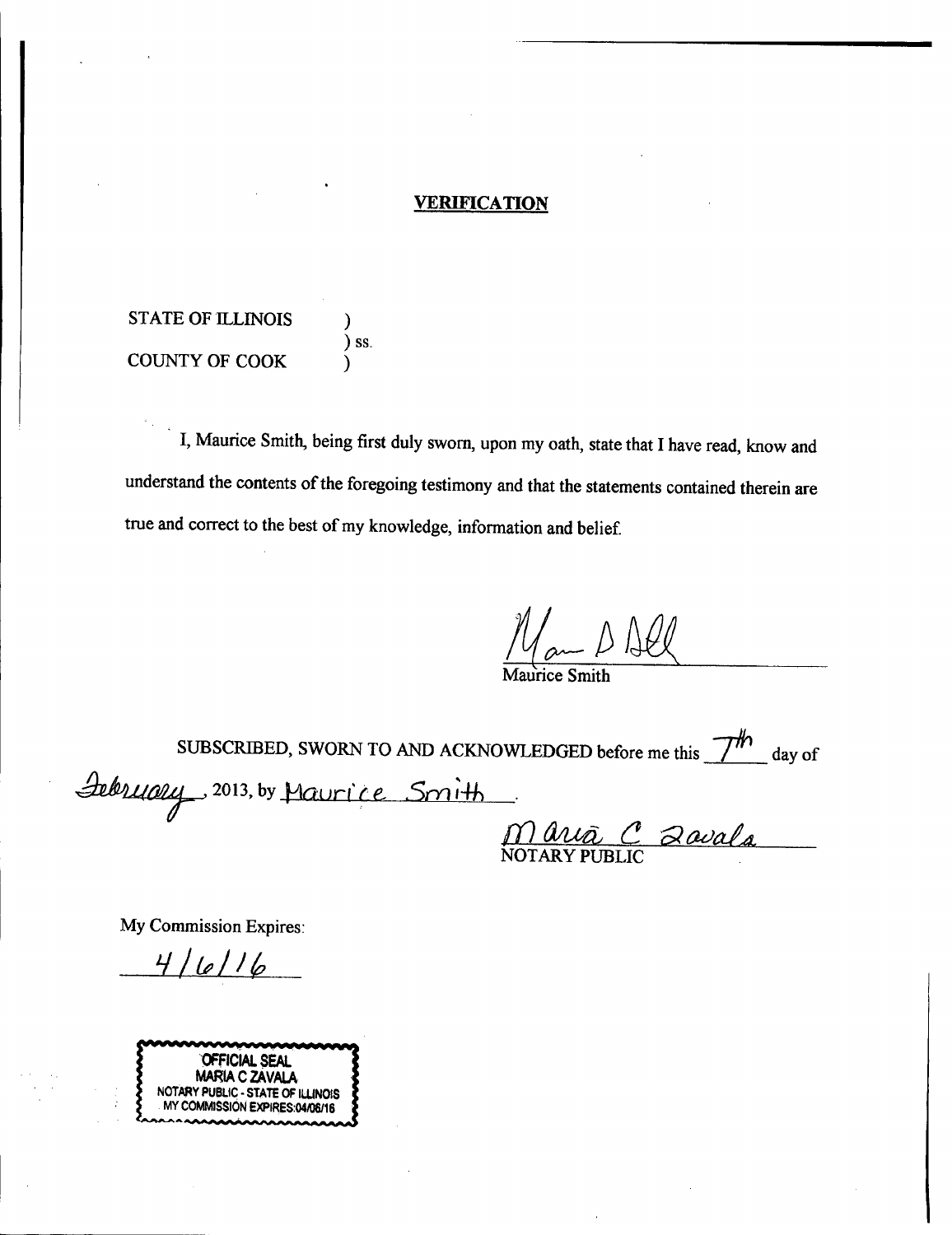## VERIFICATION

STATE OF ILLINOIS )
) ss.
COUNTY OF COOK )

I, Maurice Smith, being first duly sworn, upon my oath, state that I have read, know and understand the contents of the foregoing testimony and that the statements contained therein are true and correct to the best of my knowledge, information and belief.

Maurice Smith

SUBSCRIBED, SWORN TO AND ACKNOWLEDGED before me this 7th day of February, 2013, by Maurice Smith.

Maria C Zavala
NOTARY PUBLIC

My Commission Expires:

4/6/16

OFFICIAL SEAL
MARIA C ZAVALA
NOTARY PUBLIC - STATE OF ILLINOIS
MY COMMISSION EXPIRES:04/06/16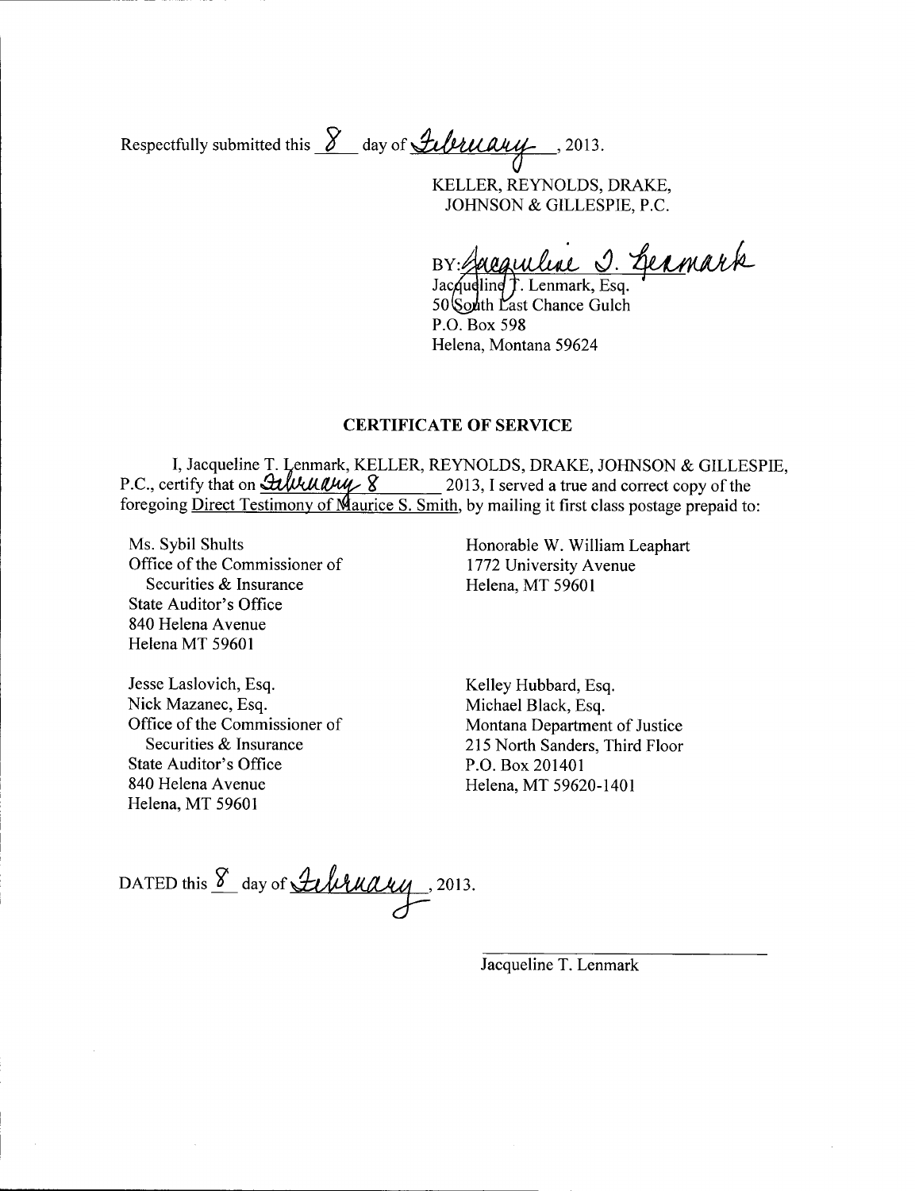Respectfully submitted this 8 day of February, 2013.

KELLER, REYNOLDS, DRAKE,
JOHNSON & GILLESPIE, P.C.

BY: Jacqueline T. Lenmark

Jacqueline T. Lenmark, Esq.
50 South Last Chance Gulch
P.O. Box 598
Helena, Montana 59624

## CERTIFICATE OF SERVICE

I, Jacqueline T. Lenmark, KELLER, REYNOLDS, DRAKE, JOHNSON & GILLESPIE, P.C., certify that on February 8 2013, I served a true and correct copy of the foregoing Direct Testimony of Maurice S. Smith, by mailing it first class postage prepaid to:

Ms. Sybil Shults
Office of the Commissioner of
Securities & Insurance
State Auditor's Office
840 Helena Avenue
Helena MT 59601

Honorable W. William Leaphart
1772 University Avenue
Helena, MT 59601

Jesse Laslovich, Esq.
Nick Mazanec, Esq.
Office of the Commissioner of
Securities & Insurance
State Auditor's Office
840 Helena Avenue
Helena, MT 59601

Kelley Hubbard, Esq.
Michael Black, Esq.
Montana Department of Justice
215 North Sanders, Third Floor
P.O. Box 201401
Helena, MT 59620-1401

DATED this 8 day of February, 2013.

Jacqueline T. Lenmark